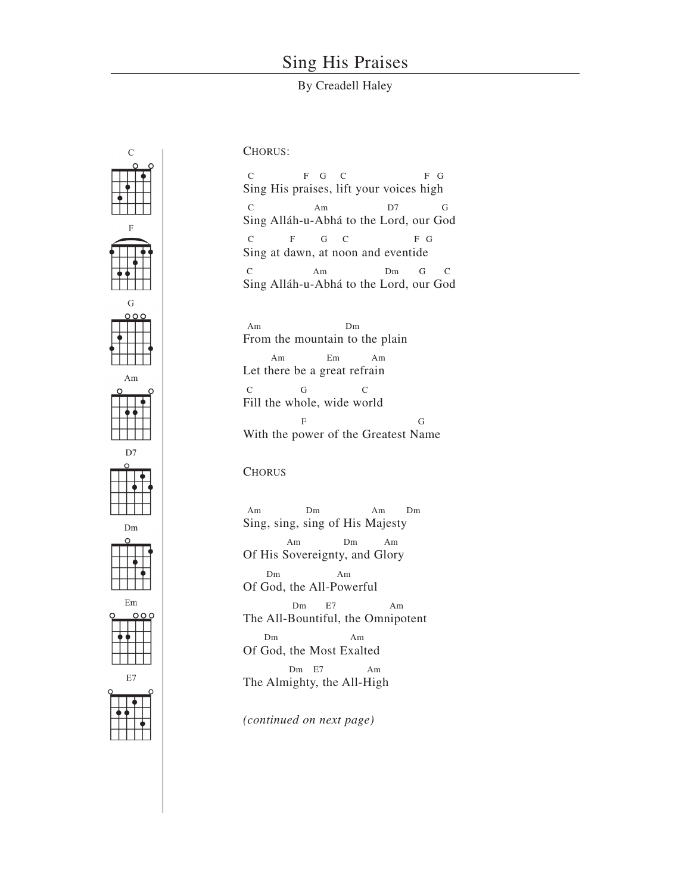# Sing His Praises

By Creadell Haley

C F G Am D7 Dm Em E7

CHORUS:

```
 C             F   G    C                       F  G
Sing His praises, lift your voices high
 C               Am                 D7           G
Sing Alláh-u-Abhá to the Lord, our God
 C         F       G    C                F  G
Sing at dawn, at noon and eventide
 C               Am                 Dm      G     C
Sing Alláh-u-Abhá to the Lord, our God
```

```
 Am                       Dm
From the mountain to the plain
       Am            Em         Am
Let there be a great refrain
 C           G              C
Fill the whole, wide world
             F                            G
With the power of the Greatest Name
```

CHORUS

```
 Am             Dm                Am       Dm
Sing, sing, sing of His Majesty
          Am             Dm        Am
Of His Sovereignty, and Glory
     Dm                Am
Of God, the All-Powerful
            Dm      E7             Am
The All-Bountiful, the Omnipotent
     Dm                     Am
Of God, the Most Exalted
          Dm   E7            Am
The Almighty, the All-High
```

*(continued on next page)*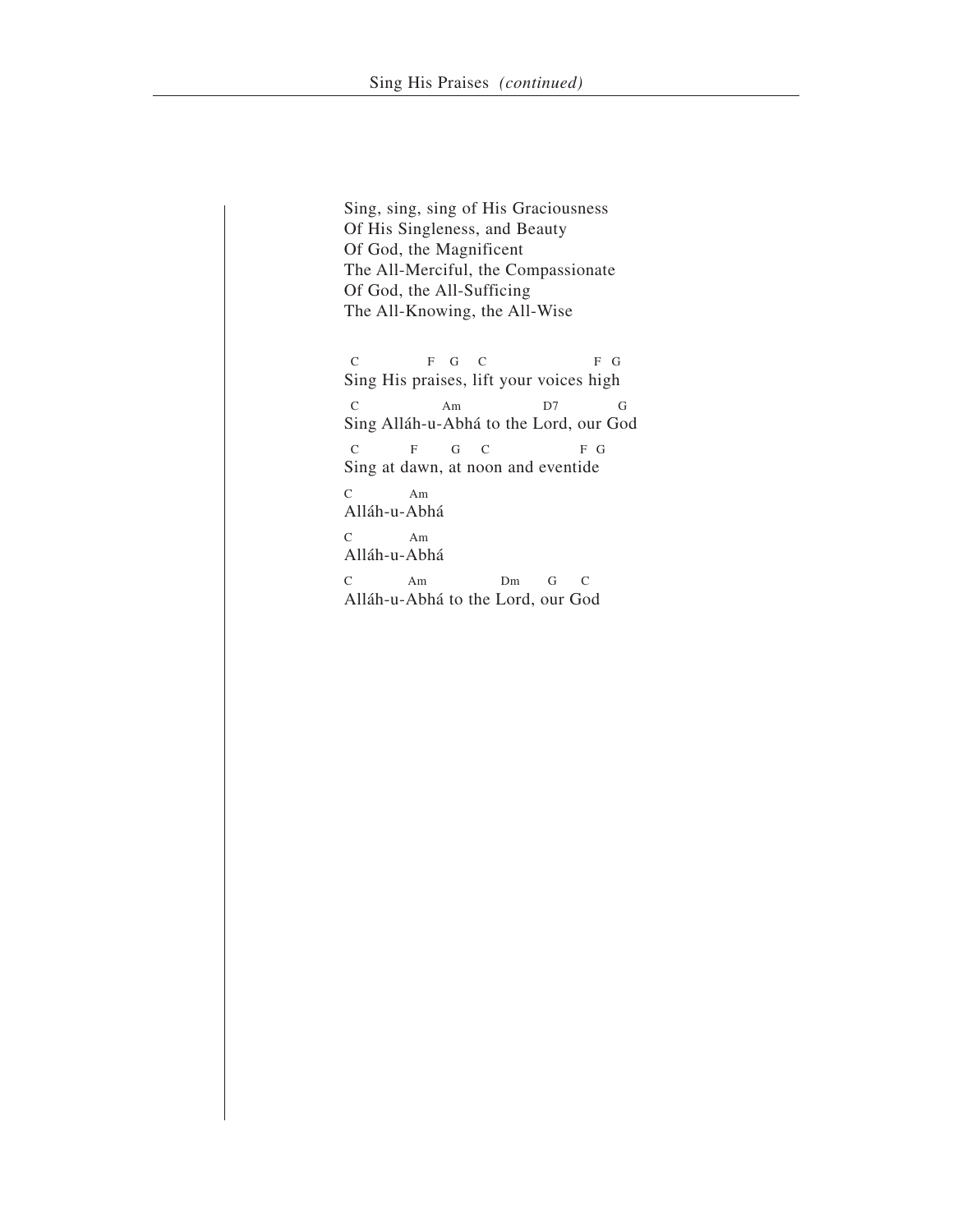Sing, sing, sing of His Graciousness
Of His Singleness, and Beauty
Of God, the Magnificent
The All-Merciful, the Compassionate
Of God, the All-Sufficing
The All-Knowing, the All-Wise

```
 C          F   G   C                  F  G
Sing His praises, lift your voices high
 C             Am              D7           G
Sing Alláh-u-Abhá to the Lord, our God
 C         F      G   C                F  G
Sing at dawn, at noon and eventide
C          Am
Alláh-u-Abhá
C          Am
Alláh-u-Abhá
C          Am              Dm      G    C
Alláh-u-Abhá to the Lord, our God
```